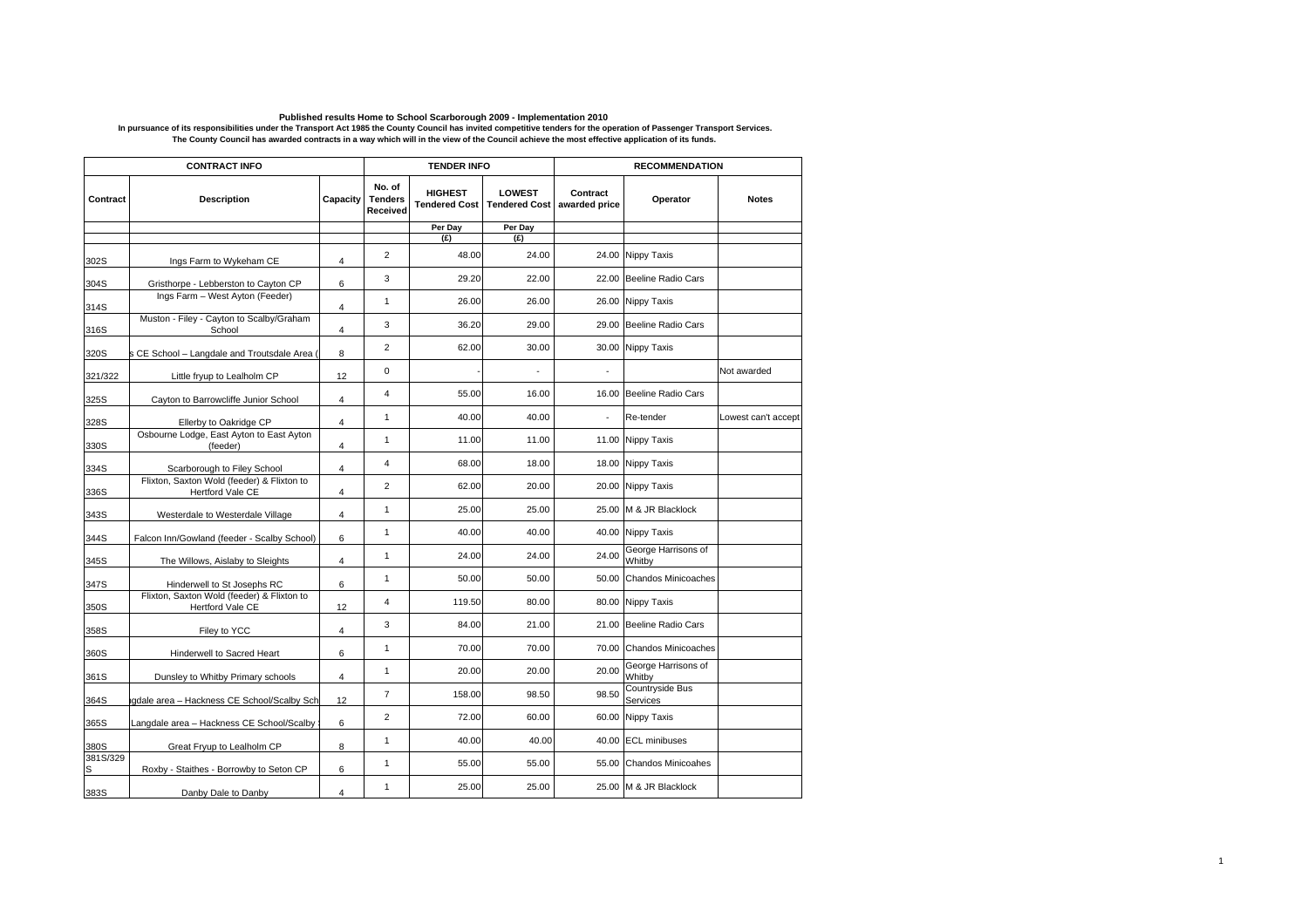**Published results Home to School Scarborough 2009 - Implementation 2010**

**In pursuance of its responsibilities under the Transport Act 1985 the County Council has invited competitive tenders for the operation of Passenger Transport Services.**
**The County Council has awarded contracts in a way which will in the view of the Council achieve the most effective application of its funds.**

| CONTRACT INFO | | | TENDER INFO | | | RECOMMENDATION | | |
|---|---|---|---|---|---|---|---|---|
| Contract | Description | Capacity | No. of Tenders Received | HIGHEST Tendered Cost | LOWEST Tendered Cost | Contract awarded price | Operator | Notes |
| | | | | Per Day | Per Day | | | |
| | | | | (£) | (£) | | | |
| 302S | Ings Farm to Wykeham CE | 4 | 2 | 48.00 | 24.00 | 24.00 | Nippy Taxis | |
| 304S | Gristhorpe - Lebberston to Cayton CP | 6 | 3 | 29.20 | 22.00 | 22.00 | Beeline Radio Cars | |
| 314S | Ings Farm – West Ayton (Feeder) | 4 | 1 | 26.00 | 26.00 | 26.00 | Nippy Taxis | |
| 316S | Muston - Filey - Cayton to Scalby/Graham School | 4 | 3 | 36.20 | 29.00 | 29.00 | Beeline Radio Cars | |
| 320S | s CE School – Langdale and Troutsdale Area ( | 8 | 2 | 62.00 | 30.00 | 30.00 | Nippy Taxis | |
| 321/322 | Little fryup to Lealholm CP | 12 | 0 | - | - | - | | Not awarded |
| 325S | Cayton to Barrowcliffe Junior School | 4 | 4 | 55.00 | 16.00 | 16.00 | Beeline Radio Cars | |
| 328S | Ellerby to Oakridge CP | 4 | 1 | 40.00 | 40.00 | - | Re-tender | Lowest can't accept |
| 330S | Osbourne Lodge, East Ayton to East Ayton (feeder) | 4 | 1 | 11.00 | 11.00 | 11.00 | Nippy Taxis | |
| 334S | Scarborough to Filey School | 4 | 4 | 68.00 | 18.00 | 18.00 | Nippy Taxis | |
| 336S | Flixton, Saxton Wold (feeder) & Flixton to Hertford Vale CE | 4 | 2 | 62.00 | 20.00 | 20.00 | Nippy Taxis | |
| 343S | Westerdale to Westerdale Village | 4 | 1 | 25.00 | 25.00 | 25.00 | M & JR Blacklock | |
| 344S | Falcon Inn/Gowland (feeder - Scalby School) | 6 | 1 | 40.00 | 40.00 | 40.00 | Nippy Taxis | |
| 345S | The Willows, Aislaby to Sleights | 4 | 1 | 24.00 | 24.00 | 24.00 | George Harrisons of Whitby | |
| 347S | Hinderwell to St Josephs RC | 6 | 1 | 50.00 | 50.00 | 50.00 | Chandos Minicoaches | |
| 350S | Flixton, Saxton Wold (feeder) & Flixton to Hertford Vale CE | 12 | 4 | 119.50 | 80.00 | 80.00 | Nippy Taxis | |
| 358S | Filey to YCC | 4 | 3 | 84.00 | 21.00 | 21.00 | Beeline Radio Cars | |
| 360S | Hinderwell to Sacred Heart | 6 | 1 | 70.00 | 70.00 | 70.00 | Chandos Minicoaches | |
| 361S | Dunsley to Whitby Primary schools | 4 | 1 | 20.00 | 20.00 | 20.00 | George Harrisons of Whitby | |
| 364S | igdale area – Hackness CE School/Scalby Sch | 12 | 7 | 158.00 | 98.50 | 98.50 | Countryside Bus Services | |
| 365S | Langdale area – Hackness CE School/Scalby | 6 | 2 | 72.00 | 60.00 | 60.00 | Nippy Taxis | |
| 380S | Great Fryup to Lealholm CP | 8 | 1 | 40.00 | 40.00 | 40.00 | ECL minibuses | |
| 381S/329S | Roxby - Staithes - Borrowby to Seton CP | 6 | 1 | 55.00 | 55.00 | 55.00 | Chandos Minicoahes | |
| 383S | Danby Dale to Danby | 4 | 1 | 25.00 | 25.00 | 25.00 | M & JR Blacklock | |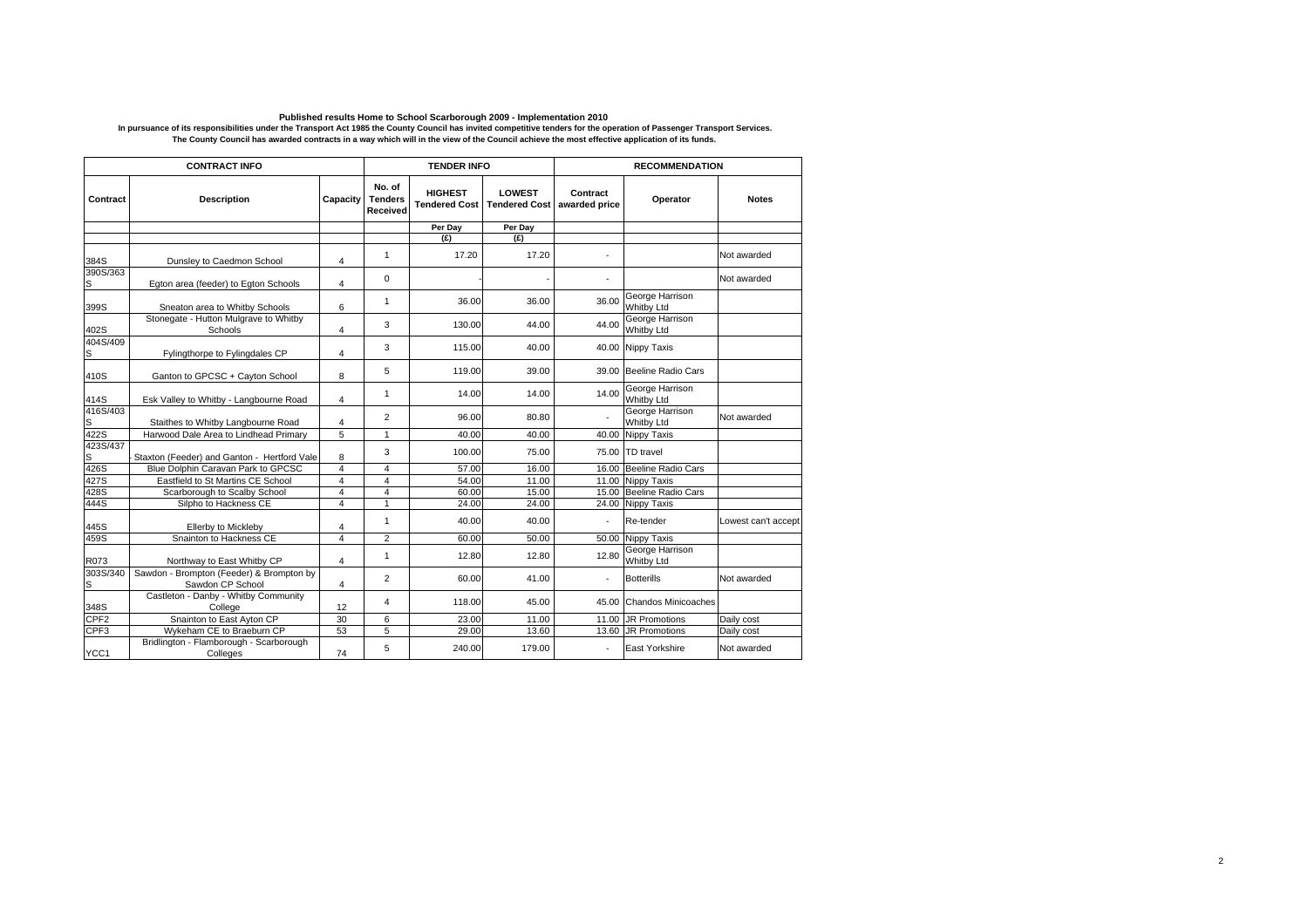**Published results Home to School Scarborough 2009 - Implementation 2010**

**In pursuance of its responsibilities under the Transport Act 1985 the County Council has invited competitive tenders for the operation of Passenger Transport Services.**
**The County Council has awarded contracts in a way which will in the view of the Council achieve the most effective application of its funds.**

| CONTRACT INFO | | | TENDER INFO | | | RECOMMENDATION | | |
|---|---|---|---|---|---|---|---|---|
| **Contract** | **Description** | **Capacity** | **No. of Tenders Received** | **HIGHEST Tendered Cost** | **LOWEST Tendered Cost** | **Contract awarded price** | **Operator** | **Notes** |
| | | | | **Per Day** | **Per Day** | | | |
| | | | | **(£)** | **(£)** | | | |
| 384S | Dunsley to Caedmon School | 4 | 1 | 17.20 | 17.20 | - | | Not awarded |
| 390S/363S | Egton area (feeder) to Egton Schools | 4 | 0 | - | - | - | | Not awarded |
| 399S | Sneaton area to Whitby Schools | 6 | 1 | 36.00 | 36.00 | 36.00 | George Harrison Whitby Ltd | |
| 402S | Stonegate - Hutton Mulgrave to Whitby Schools | 4 | 3 | 130.00 | 44.00 | 44.00 | George Harrison Whitby Ltd | |
| 404S/409S | Fylingthorpe to Fylingdales CP | 4 | 3 | 115.00 | 40.00 | 40.00 | Nippy Taxis | |
| 410S | Ganton to GPCSC + Cayton School | 8 | 5 | 119.00 | 39.00 | 39.00 | Beeline Radio Cars | |
| 414S | Esk Valley to Whitby - Langbourne Road | 4 | 1 | 14.00 | 14.00 | 14.00 | George Harrison Whitby Ltd | |
| 416S/403S | Staithes to Whitby Langbourne Road | 4 | 2 | 96.00 | 80.80 | - | George Harrison Whitby Ltd | Not awarded |
| 422S | Harwood Dale Area to Lindhead Primary | 5 | 1 | 40.00 | 40.00 | 40.00 | Nippy Taxis | |
| 423S/437S | - Staxton (Feeder) and Ganton - Hertford Vale | 8 | 3 | 100.00 | 75.00 | 75.00 | TD travel | |
| 426S | Blue Dolphin Caravan Park to GPCSC | 4 | 4 | 57.00 | 16.00 | 16.00 | Beeline Radio Cars | |
| 427S | Eastfield to St Martins CE School | 4 | 4 | 54.00 | 11.00 | 11.00 | Nippy Taxis | |
| 428S | Scarborough to Scalby School | 4 | 4 | 60.00 | 15.00 | 15.00 | Beeline Radio Cars | |
| 444S | Silpho to Hackness CE | 4 | 1 | 24.00 | 24.00 | 24.00 | Nippy Taxis | |
| 445S | Ellerby to Mickleby | 4 | 1 | 40.00 | 40.00 | - | Re-tender | Lowest can't accept |
| 459S | Snainton to Hackness CE | 4 | 2 | 60.00 | 50.00 | 50.00 | Nippy Taxis | |
| R073 | Northway to East Whitby CP | 4 | 1 | 12.80 | 12.80 | 12.80 | George Harrison Whitby Ltd | |
| 303S/340S | Sawdon - Brompton (Feeder) & Brompton by Sawdon CP School | 4 | 2 | 60.00 | 41.00 | - | Botterills | Not awarded |
| 348S | Castleton - Danby - Whitby Community College | 12 | 4 | 118.00 | 45.00 | 45.00 | Chandos Minicoaches | |
| CPF2 | Snainton to East Ayton CP | 30 | 6 | 23.00 | 11.00 | 11.00 | JR Promotions | Daily cost |
| CPF3 | Wykeham CE to Braeburn CP | 53 | 5 | 29.00 | 13.60 | 13.60 | JR Promotions | Daily cost |
| YCC1 | Bridlington - Flamborough - Scarborough Colleges | 74 | 5 | 240.00 | 179.00 | - | East Yorkshire | Not awarded |